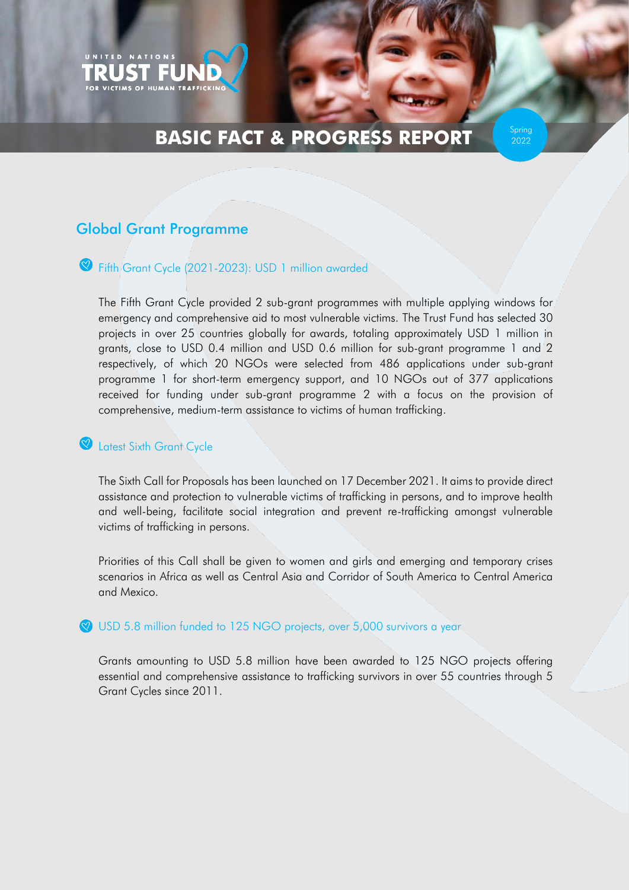UNITED NATIONS TRUST FUND FOR VICTIMS OF HUMAN TRAFFICKING

# BASIC FACT & PROGRESS REPORT

Spring 2022

## Global Grant Programme

### Fifth Grant Cycle (2021-2023): USD 1 million awarded

The Fifth Grant Cycle provided 2 sub-grant programmes with multiple applying windows for emergency and comprehensive aid to most vulnerable victims. The Trust Fund has selected 30 projects in over 25 countries globally for awards, totaling approximately USD 1 million in grants, close to USD 0.4 million and USD 0.6 million for sub-grant programme 1 and 2 respectively, of which 20 NGOs were selected from 486 applications under sub-grant programme 1 for short-term emergency support, and 10 NGOs out of 377 applications received for funding under sub-grant programme 2 with a focus on the provision of comprehensive, medium-term assistance to victims of human trafficking.

### Latest Sixth Grant Cycle

The Sixth Call for Proposals has been launched on 17 December 2021. It aims to provide direct assistance and protection to vulnerable victims of trafficking in persons, and to improve health and well-being, facilitate social integration and prevent re-trafficking amongst vulnerable victims of trafficking in persons.

Priorities of this Call shall be given to women and girls and emerging and temporary crises scenarios in Africa as well as Central Asia and Corridor of South America to Central America and Mexico.

### USD 5.8 million funded to 125 NGO projects, over 5,000 survivors a year

Grants amounting to USD 5.8 million have been awarded to 125 NGO projects offering essential and comprehensive assistance to trafficking survivors in over 55 countries through 5 Grant Cycles since 2011.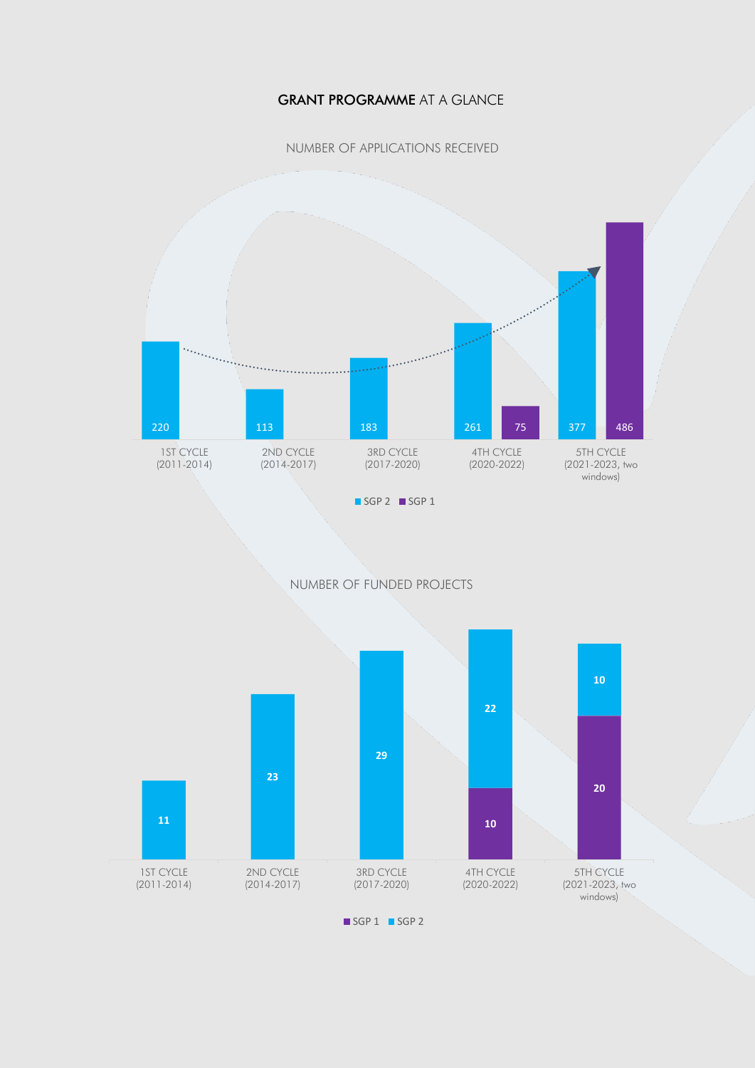## GRANT PROGRAMME AT A GLANCE

NUMBER OF APPLICATIONS RECEIVED

220
113
183
261
75
377
486

1ST CYCLE (2011-2014)
2ND CYCLE (2014-2017)
3RD CYCLE (2017-2020)
4TH CYCLE (2020-2022)
5TH CYCLE (2021-2023, two windows)

SGP 2 SGP 1

NUMBER OF FUNDED PROJECTS

11
23
29
22
10
10
20

1ST CYCLE (2011-2014)
2ND CYCLE (2014-2017)
3RD CYCLE (2017-2020)
4TH CYCLE (2020-2022)
5TH CYCLE (2021-2023, two windows)

SGP 1 SGP 2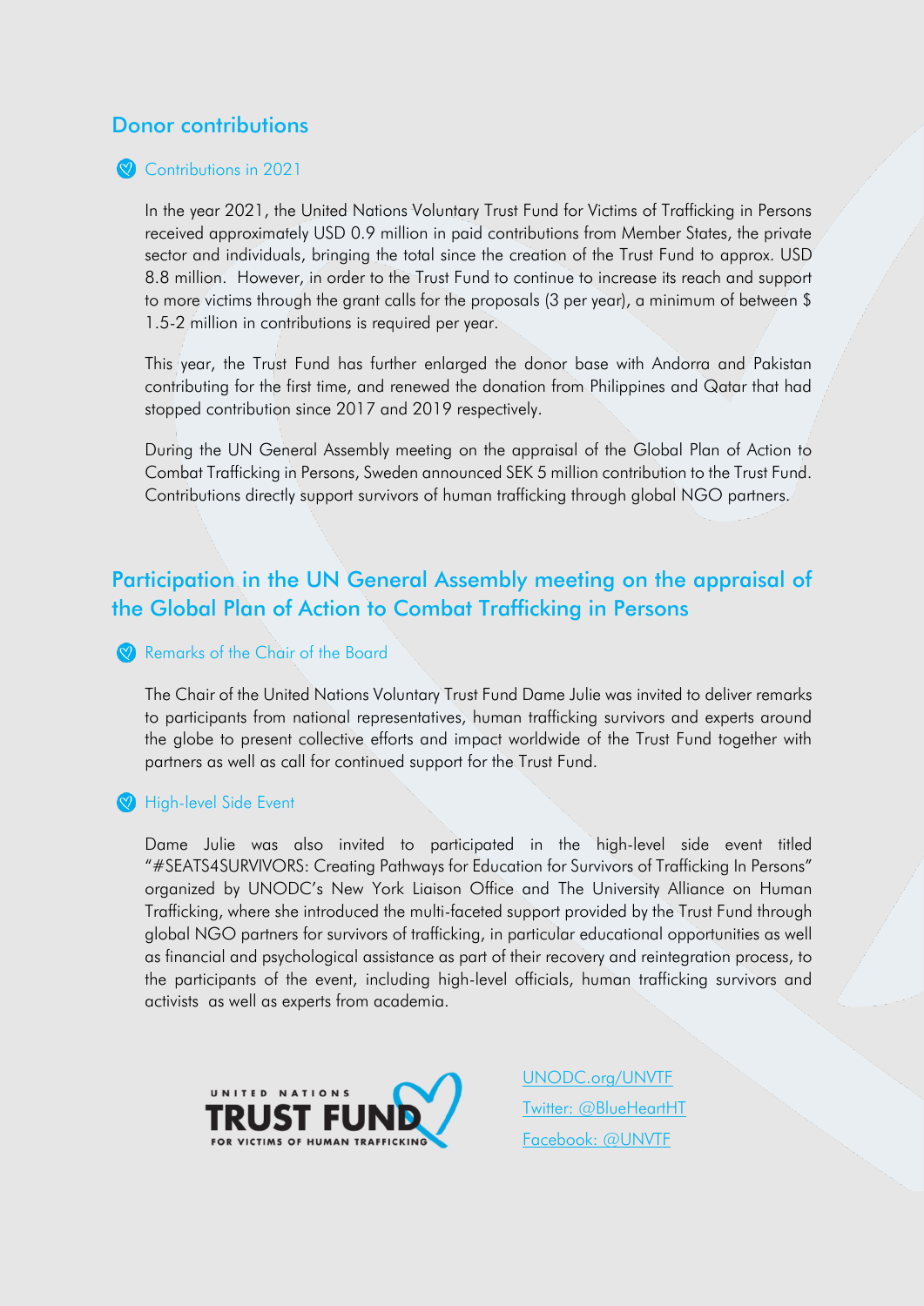## Donor contributions

### Contributions in 2021

In the year 2021, the United Nations Voluntary Trust Fund for Victims of Trafficking in Persons received approximately USD 0.9 million in paid contributions from Member States, the private sector and individuals, bringing the total since the creation of the Trust Fund to approx. USD 8.8 million. However, in order to the Trust Fund to continue to increase its reach and support to more victims through the grant calls for the proposals (3 per year), a minimum of between $ 1.5-2 million in contributions is required per year.

This year, the Trust Fund has further enlarged the donor base with Andorra and Pakistan contributing for the first time, and renewed the donation from Philippines and Qatar that had stopped contribution since 2017 and 2019 respectively.

During the UN General Assembly meeting on the appraisal of the Global Plan of Action to Combat Trafficking in Persons, Sweden announced SEK 5 million contribution to the Trust Fund. Contributions directly support survivors of human trafficking through global NGO partners.

## Participation in the UN General Assembly meeting on the appraisal of the Global Plan of Action to Combat Trafficking in Persons

### Remarks of the Chair of the Board

The Chair of the United Nations Voluntary Trust Fund Dame Julie was invited to deliver remarks to participants from national representatives, human trafficking survivors and experts around the globe to present collective efforts and impact worldwide of the Trust Fund together with partners as well as call for continued support for the Trust Fund.

### High-level Side Event

Dame Julie was also invited to participated in the high-level side event titled "#SEATS4SURVIVORS: Creating Pathways for Education for Survivors of Trafficking In Persons" organized by UNODC's New York Liaison Office and The University Alliance on Human Trafficking, where she introduced the multi-faceted support provided by the Trust Fund through global NGO partners for survivors of trafficking, in particular educational opportunities as well as financial and psychological assistance as part of their recovery and reintegration process, to the participants of the event, including high-level officials, human trafficking survivors and activists as well as experts from academia.

UNITED NATIONS TRUST FUND FOR VICTIMS OF HUMAN TRAFFICKING

UNODC.org/UNVTF

Twitter: @BlueHeartHT

Facebook: @UNVTF